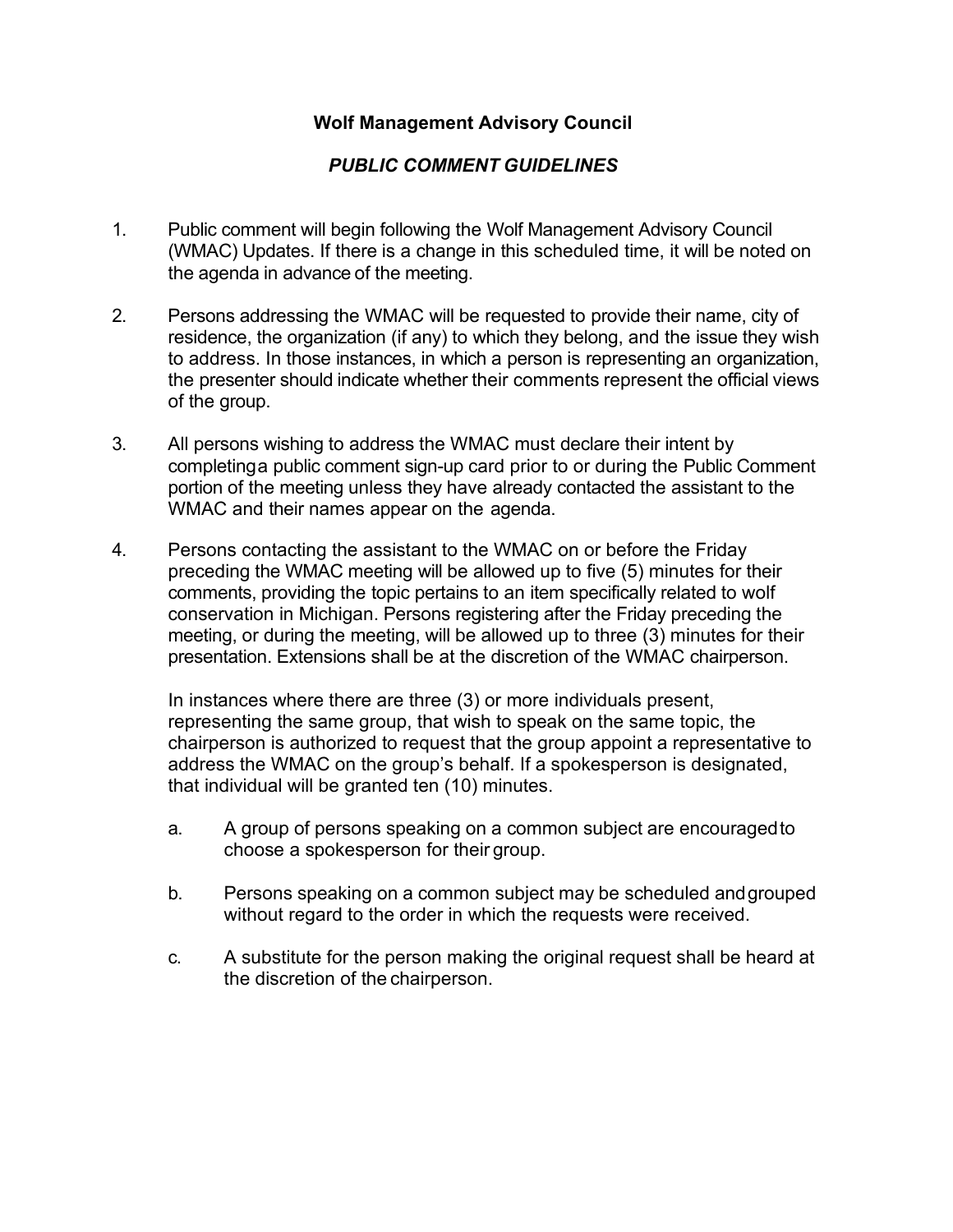**Wolf Management Advisory Council**

***PUBLIC COMMENT GUIDELINES***

1. Public comment will begin following the Wolf Management Advisory Council (WMAC) Updates. If there is a change in this scheduled time, it will be noted on the agenda in advance of the meeting.

2. Persons addressing the WMAC will be requested to provide their name, city of residence, the organization (if any) to which they belong, and the issue they wish to address. In those instances, in which a person is representing an organization, the presenter should indicate whether their comments represent the official views of the group.

3. All persons wishing to address the WMAC must declare their intent by completing a public comment sign-up card prior to or during the Public Comment portion of the meeting unless they have already contacted the assistant to the WMAC and their names appear on the agenda.

4. Persons contacting the assistant to the WMAC on or before the Friday preceding the WMAC meeting will be allowed up to five (5) minutes for their comments, providing the topic pertains to an item specifically related to wolf conservation in Michigan. Persons registering after the Friday preceding the meeting, or during the meeting, will be allowed up to three (3) minutes for their presentation. Extensions shall be at the discretion of the WMAC chairperson.

   In instances where there are three (3) or more individuals present, representing the same group, that wish to speak on the same topic, the chairperson is authorized to request that the group appoint a representative to address the WMAC on the group's behalf. If a spokesperson is designated, that individual will be granted ten (10) minutes.

   a. A group of persons speaking on a common subject are encouraged to choose a spokesperson for their group.

   b. Persons speaking on a common subject may be scheduled and grouped without regard to the order in which the requests were received.

   c. A substitute for the person making the original request shall be heard at the discretion of the chairperson.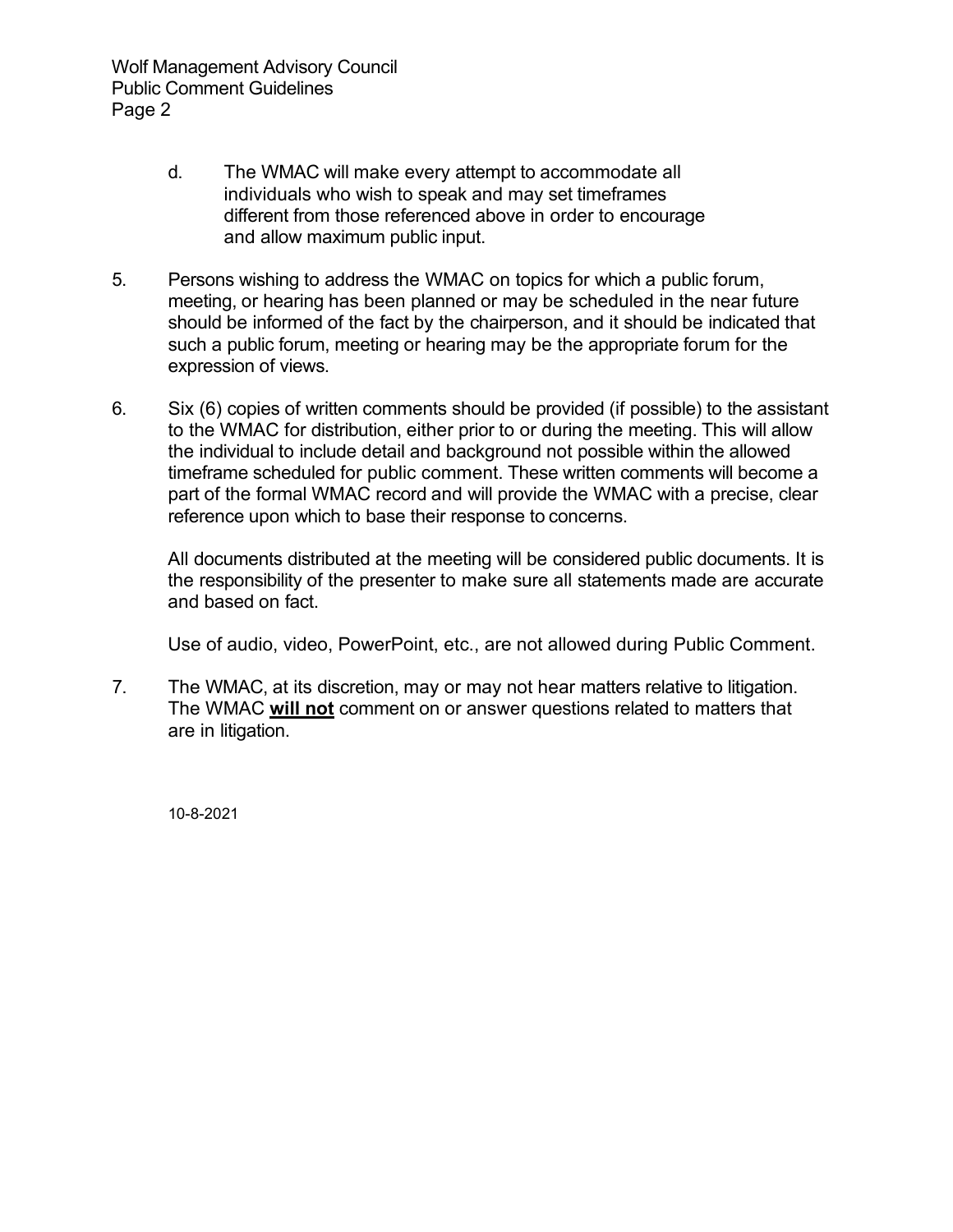d. The WMAC will make every attempt to accommodate all individuals who wish to speak and may set timeframes different from those referenced above in order to encourage and allow maximum public input.

5. Persons wishing to address the WMAC on topics for which a public forum, meeting, or hearing has been planned or may be scheduled in the near future should be informed of the fact by the chairperson, and it should be indicated that such a public forum, meeting or hearing may be the appropriate forum for the expression of views.

6. Six (6) copies of written comments should be provided (if possible) to the assistant to the WMAC for distribution, either prior to or during the meeting. This will allow the individual to include detail and background not possible within the allowed timeframe scheduled for public comment. These written comments will become a part of the formal WMAC record and will provide the WMAC with a precise, clear reference upon which to base their response to concerns.

   All documents distributed at the meeting will be considered public documents. It is the responsibility of the presenter to make sure all statements made are accurate and based on fact.

   Use of audio, video, PowerPoint, etc., are not allowed during Public Comment.

7. The WMAC, at its discretion, may or may not hear matters relative to litigation. The WMAC <u>**will not**</u> comment on or answer questions related to matters that are in litigation.

10-8-2021